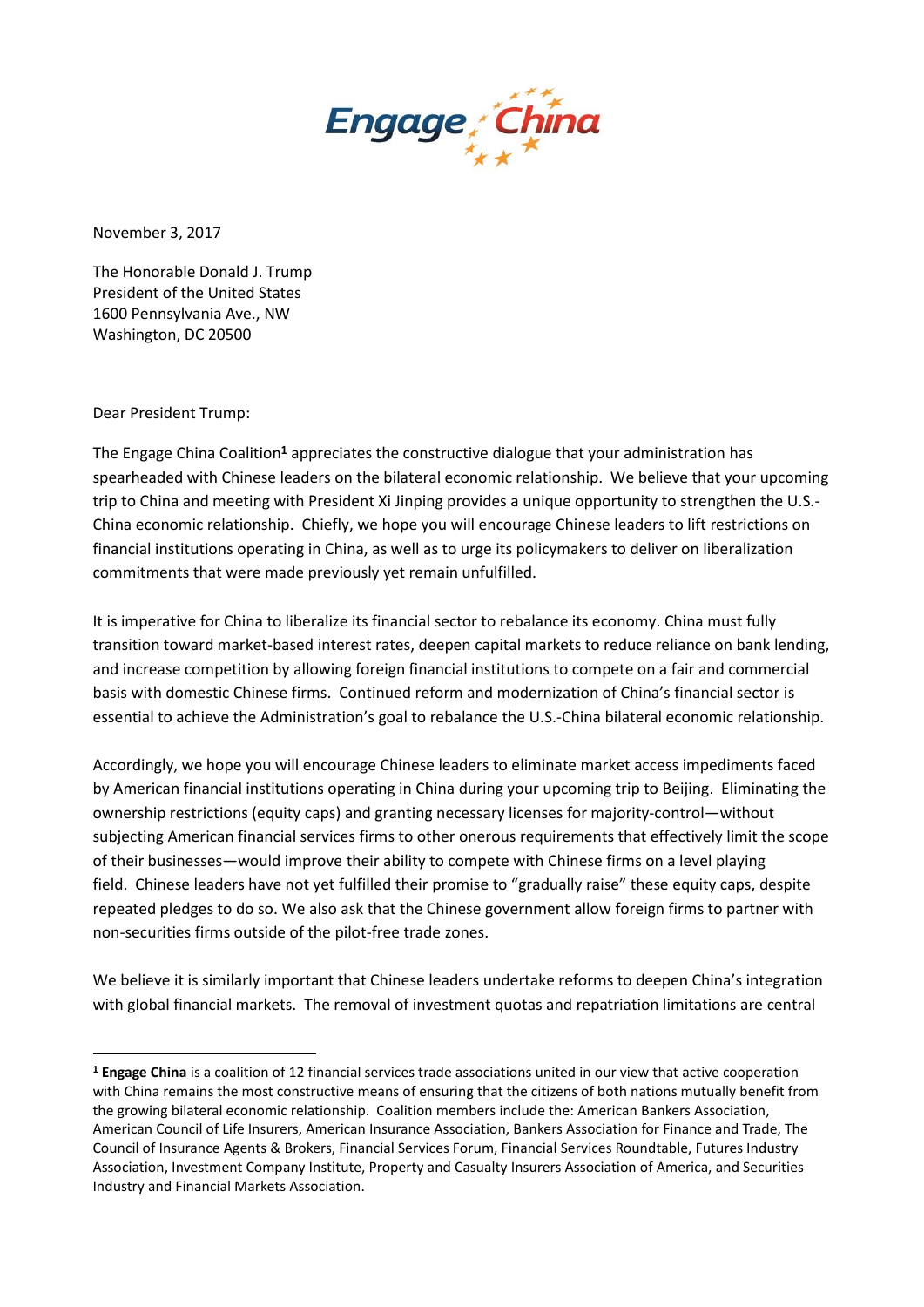Engage China

November 3, 2017

The Honorable Donald J. Trump
President of the United States
1600 Pennsylvania Ave., NW
Washington, DC 20500

Dear President Trump:

The Engage China Coalition[1] appreciates the constructive dialogue that your administration has spearheaded with Chinese leaders on the bilateral economic relationship. We believe that your upcoming trip to China and meeting with President Xi Jinping provides a unique opportunity to strengthen the U.S.-China economic relationship. Chiefly, we hope you will encourage Chinese leaders to lift restrictions on financial institutions operating in China, as well as to urge its policymakers to deliver on liberalization commitments that were made previously yet remain unfulfilled.

It is imperative for China to liberalize its financial sector to rebalance its economy. China must fully transition toward market-based interest rates, deepen capital markets to reduce reliance on bank lending, and increase competition by allowing foreign financial institutions to compete on a fair and commercial basis with domestic Chinese firms. Continued reform and modernization of China's financial sector is essential to achieve the Administration's goal to rebalance the U.S.-China bilateral economic relationship.

Accordingly, we hope you will encourage Chinese leaders to eliminate market access impediments faced by American financial institutions operating in China during your upcoming trip to Beijing. Eliminating the ownership restrictions (equity caps) and granting necessary licenses for majority-control—without subjecting American financial services firms to other onerous requirements that effectively limit the scope of their businesses—would improve their ability to compete with Chinese firms on a level playing field. Chinese leaders have not yet fulfilled their promise to "gradually raise" these equity caps, despite repeated pledges to do so. We also ask that the Chinese government allow foreign firms to partner with non-securities firms outside of the pilot-free trade zones.

We believe it is similarly important that Chinese leaders undertake reforms to deepen China's integration with global financial markets. The removal of investment quotas and repatriation limitations are central

[1] **Engage China** is a coalition of 12 financial services trade associations united in our view that active cooperation with China remains the most constructive means of ensuring that the citizens of both nations mutually benefit from the growing bilateral economic relationship. Coalition members include the: American Bankers Association, American Council of Life Insurers, American Insurance Association, Bankers Association for Finance and Trade, The Council of Insurance Agents & Brokers, Financial Services Forum, Financial Services Roundtable, Futures Industry Association, Investment Company Institute, Property and Casualty Insurers Association of America, and Securities Industry and Financial Markets Association.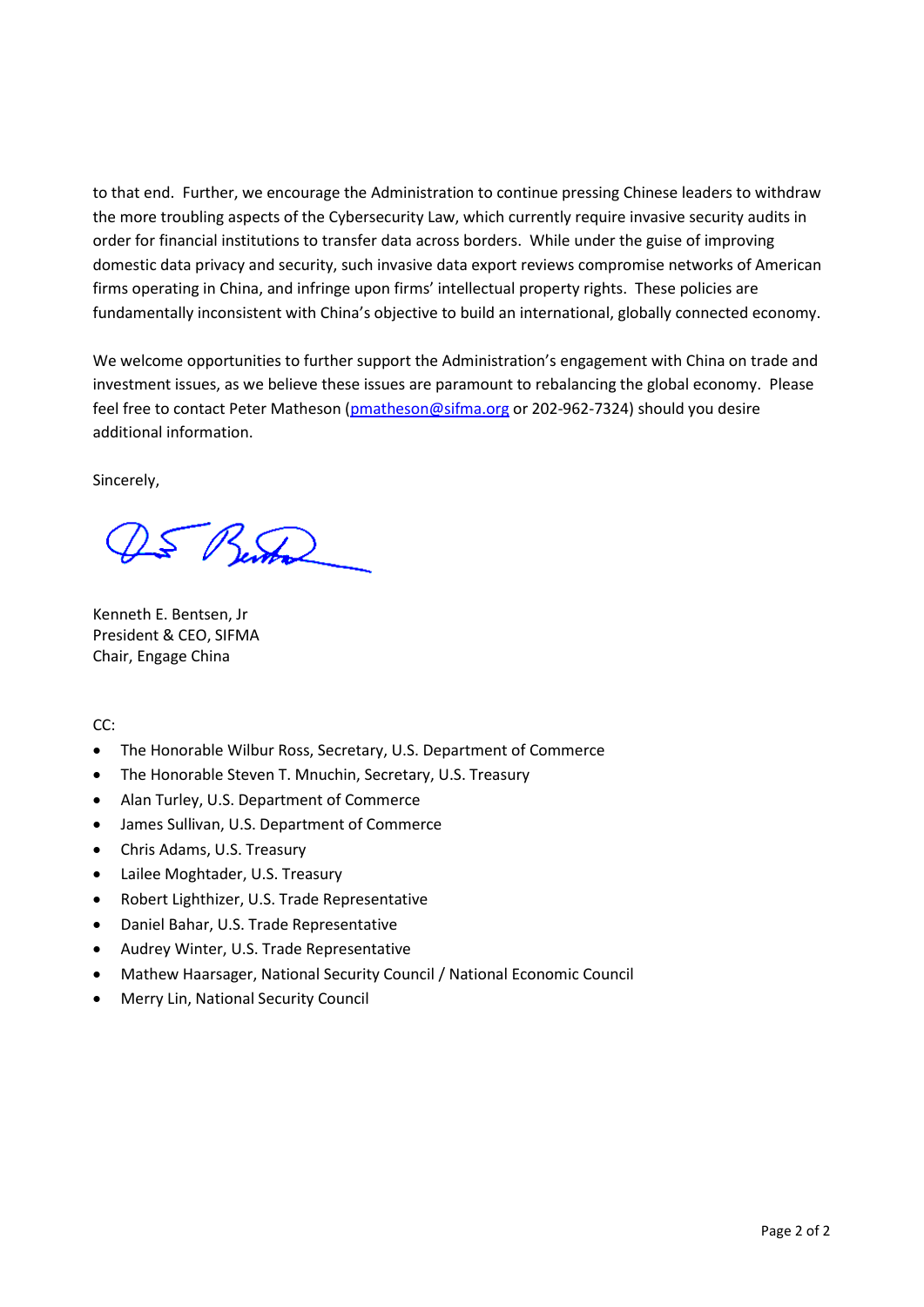to that end. Further, we encourage the Administration to continue pressing Chinese leaders to withdraw the more troubling aspects of the Cybersecurity Law, which currently require invasive security audits in order for financial institutions to transfer data across borders. While under the guise of improving domestic data privacy and security, such invasive data export reviews compromise networks of American firms operating in China, and infringe upon firms' intellectual property rights. These policies are fundamentally inconsistent with China's objective to build an international, globally connected economy.

We welcome opportunities to further support the Administration's engagement with China on trade and investment issues, as we believe these issues are paramount to rebalancing the global economy. Please feel free to contact Peter Matheson (pmatheson@sifma.org or 202-962-7324) should you desire additional information.

Sincerely,

Kenneth E. Bentsen, Jr
President & CEO, SIFMA
Chair, Engage China

CC:

- The Honorable Wilbur Ross, Secretary, U.S. Department of Commerce
- The Honorable Steven T. Mnuchin, Secretary, U.S. Treasury
- Alan Turley, U.S. Department of Commerce
- James Sullivan, U.S. Department of Commerce
- Chris Adams, U.S. Treasury
- Lailee Moghtader, U.S. Treasury
- Robert Lighthizer, U.S. Trade Representative
- Daniel Bahar, U.S. Trade Representative
- Audrey Winter, U.S. Trade Representative
- Mathew Haarsager, National Security Council / National Economic Council
- Merry Lin, National Security Council